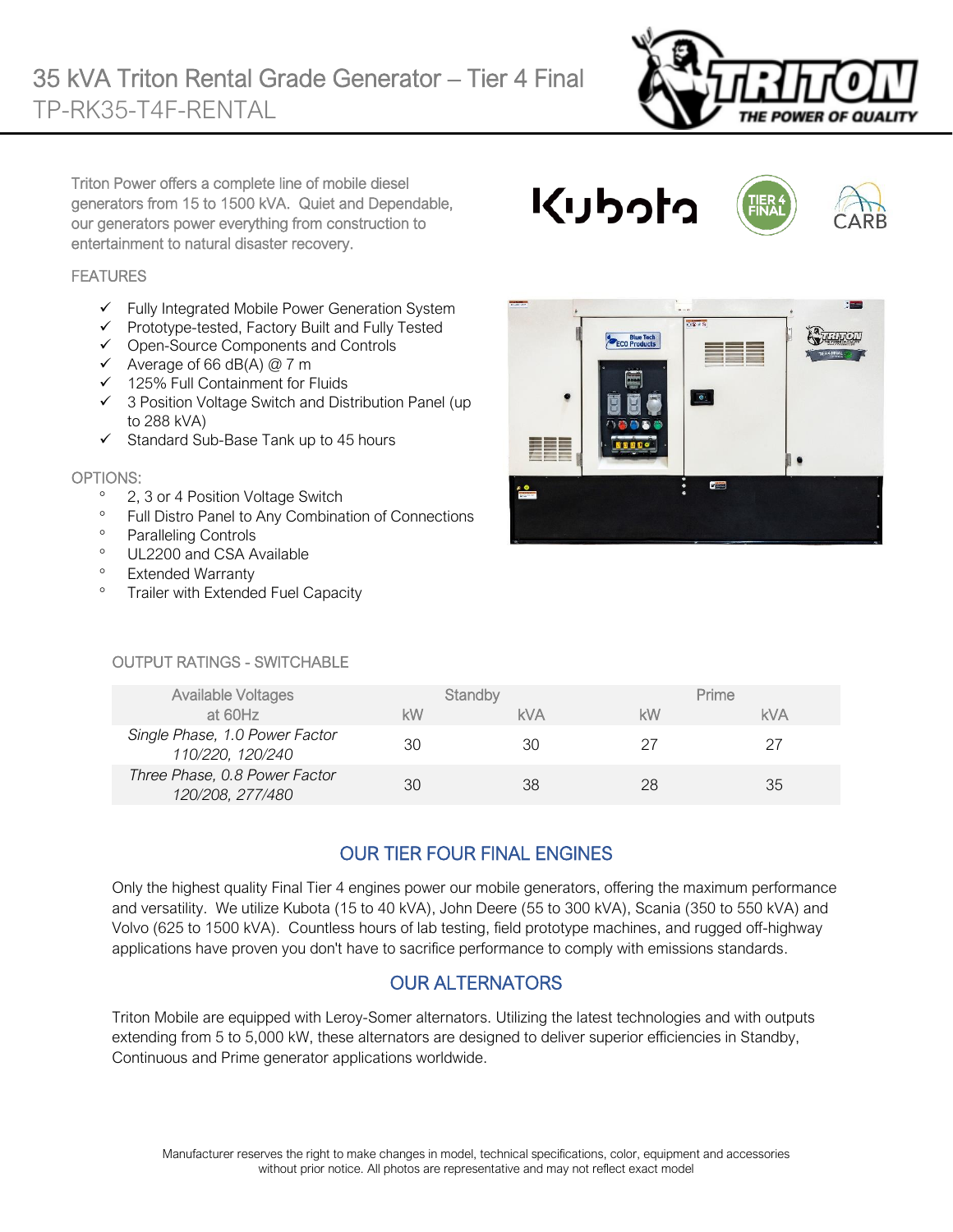# 35 kVA Triton Rental Grade Generator – Tier 4 Final

TP-RK35-T4F-RENTAL

Triton Power offers a complete line of mobile diesel generators from 15 to 1500 kVA. Quiet and Dependable, our generators power everything from construction to entertainment to natural disaster recovery.

## FEATURES

- ✓ Fully Integrated Mobile Power Generation System
- ✓ Prototype-tested, Factory Built and Fully Tested
- ✓ Open-Source Components and Controls
- ✓ Average of 66 dB(A) @ 7 m
- ✓ 125% Full Containment for Fluids
- ✓ 3 Position Voltage Switch and Distribution Panel (up to 288 kVA)
- ✓ Standard Sub-Base Tank up to 45 hours

## OPTIONS:

- 2, 3 or 4 Position Voltage Switch
- Full Distro Panel to Any Combination of Connections
- Paralleling Controls
- UL2200 and CSA Available
- Extended Warranty
- Trailer with Extended Fuel Capacity

## OUTPUT RATINGS - SWITCHABLE

| Available Voltages at 60Hz | Standby | | Prime | |
|---|---|---|---|---|
| | kW | kVA | kW | kVA |
| *Single Phase, 1.0 Power Factor 110/220, 120/240* | 30 | 30 | 27 | 27 |
| *Three Phase, 0.8 Power Factor 120/208, 277/480* | 30 | 38 | 28 | 35 |

## OUR TIER FOUR FINAL ENGINES

Only the highest quality Final Tier 4 engines power our mobile generators, offering the maximum performance and versatility. We utilize Kubota (15 to 40 kVA), John Deere (55 to 300 kVA), Scania (350 to 550 kVA) and Volvo (625 to 1500 kVA). Countless hours of lab testing, field prototype machines, and rugged off-highway applications have proven you don't have to sacrifice performance to comply with emissions standards.

## OUR ALTERNATORS

Triton Mobile are equipped with Leroy-Somer alternators. Utilizing the latest technologies and with outputs extending from 5 to 5,000 kW, these alternators are designed to deliver superior efficiencies in Standby, Continuous and Prime generator applications worldwide.

Manufacturer reserves the right to make changes in model, technical specifications, color, equipment and accessories without prior notice. All photos are representative and may not reflect exact model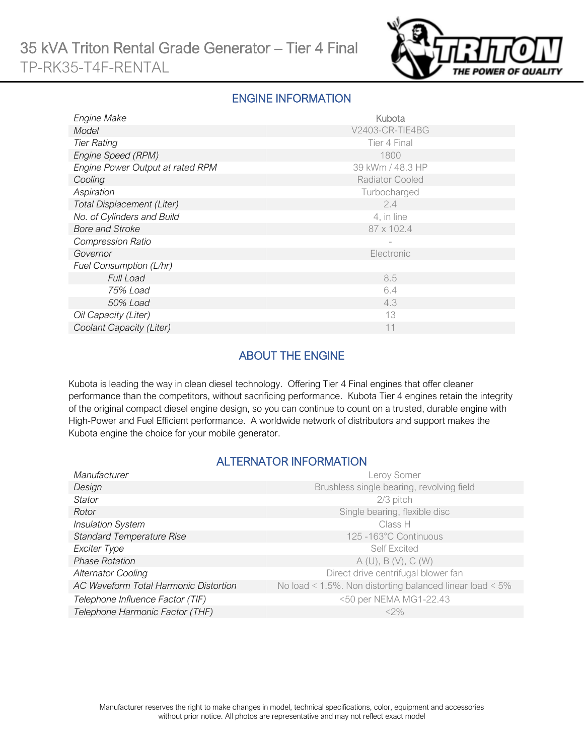# 35 kVA Triton Rental Grade Generator – Tier 4 Final

TP-RK35-T4F-RENTAL

## ENGINE INFORMATION

| | |
|---|---|
| *Engine Make* | Kubota |
| *Model* | V2403-CR-TIE4BG |
| *Tier Rating* | Tier 4 Final |
| *Engine Speed (RPM)* | 1800 |
| *Engine Power Output at rated RPM* | 39 kWm / 48.3 HP |
| *Cooling* | Radiator Cooled |
| *Aspiration* | Turbocharged |
| *Total Displacement (Liter)* | 2.4 |
| *No. of Cylinders and Build* | 4, in line |
| *Bore and Stroke* | 87 x 102.4 |
| *Compression Ratio* | - |
| *Governor* | Electronic |
| *Fuel Consumption (L/hr)* | |
| *Full Load* | 8.5 |
| *75% Load* | 6.4 |
| *50% Load* | 4.3 |
| *Oil Capacity (Liter)* | 13 |
| *Coolant Capacity (Liter)* | 11 |

## ABOUT THE ENGINE

Kubota is leading the way in clean diesel technology. Offering Tier 4 Final engines that offer cleaner performance than the competitors, without sacrificing performance. Kubota Tier 4 engines retain the integrity of the original compact diesel engine design, so you can continue to count on a trusted, durable engine with High-Power and Fuel Efficient performance. A worldwide network of distributors and support makes the Kubota engine the choice for your mobile generator.

## ALTERNATOR INFORMATION

| | |
|---|---|
| *Manufacturer* | Leroy Somer |
| *Design* | Brushless single bearing, revolving field |
| *Stator* | 2/3 pitch |
| *Rotor* | Single bearing, flexible disc |
| *Insulation System* | Class H |
| *Standard Temperature Rise* | 125 -163°C Continuous |
| *Exciter Type* | Self Excited |
| *Phase Rotation* | A (U), B (V), C (W) |
| *Alternator Cooling* | Direct drive centrifugal blower fan |
| *AC Waveform Total Harmonic Distortion* | No load < 1.5%. Non distorting balanced linear load < 5% |
| *Telephone Influence Factor (TIF)* | <50 per NEMA MG1-22.43 |
| *Telephone Harmonic Factor (THF)* | <2% |

Manufacturer reserves the right to make changes in model, technical specifications, color, equipment and accessories without prior notice. All photos are representative and may not reflect exact model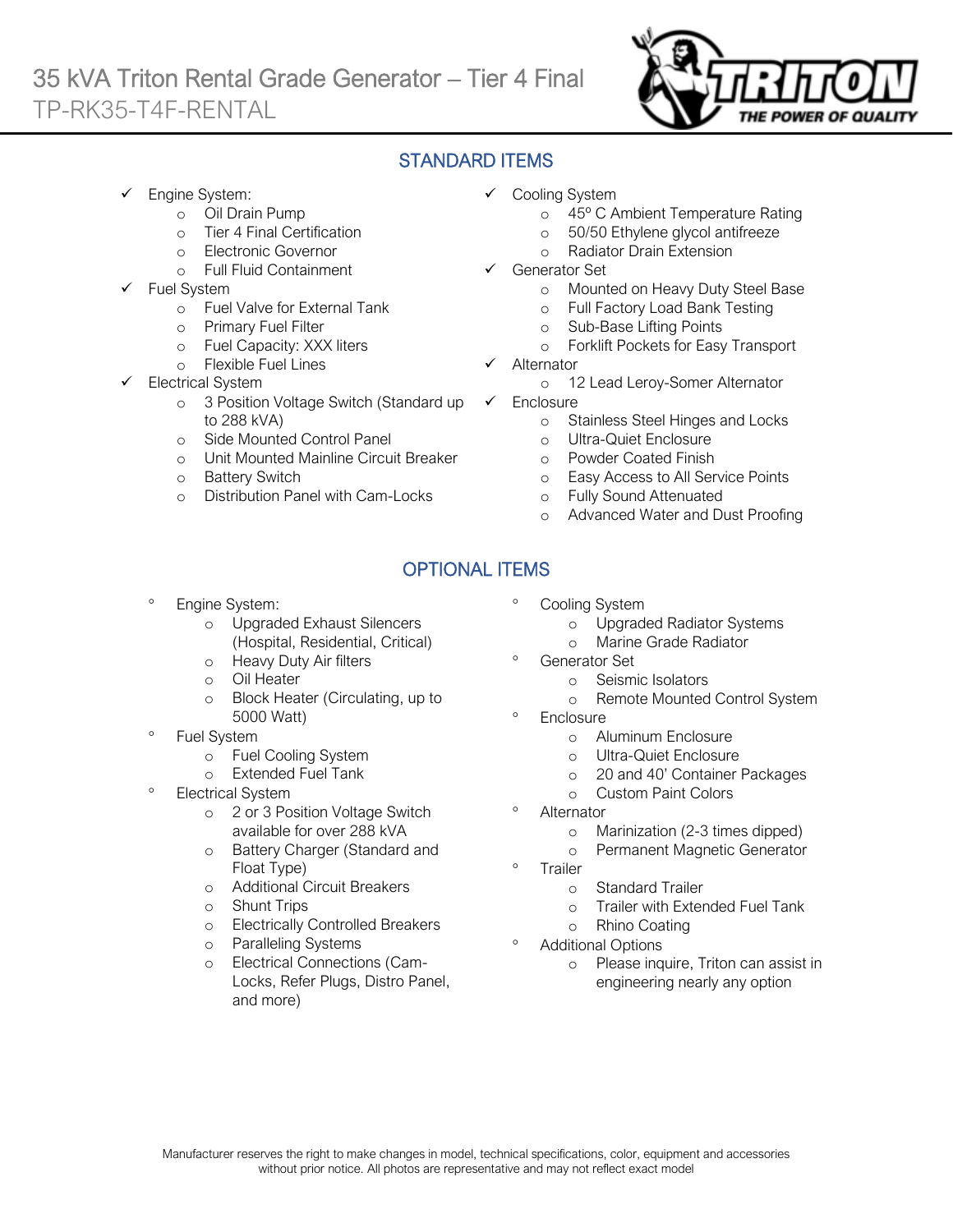# 35 kVA Triton Rental Grade Generator – Tier 4 Final

TP-RK35-T4F-RENTAL

## STANDARD ITEMS

- ✓ Engine System:
  - Oil Drain Pump
  - Tier 4 Final Certification
  - Electronic Governor
  - Full Fluid Containment
- ✓ Fuel System
  - Fuel Valve for External Tank
  - Primary Fuel Filter
  - Fuel Capacity: XXX liters
  - Flexible Fuel Lines
- ✓ Electrical System
  - 3 Position Voltage Switch (Standard up to 288 kVA)
  - Side Mounted Control Panel
  - Unit Mounted Mainline Circuit Breaker
  - Battery Switch
  - Distribution Panel with Cam-Locks
- ✓ Cooling System
  - 45º C Ambient Temperature Rating
  - 50/50 Ethylene glycol antifreeze
  - Radiator Drain Extension
- ✓ Generator Set
  - Mounted on Heavy Duty Steel Base
  - Full Factory Load Bank Testing
  - Sub-Base Lifting Points
  - Forklift Pockets for Easy Transport
- ✓ Alternator
  - 12 Lead Leroy-Somer Alternator
- ✓ Enclosure
  - Stainless Steel Hinges and Locks
  - Ultra-Quiet Enclosure
  - Powder Coated Finish
  - Easy Access to All Service Points
  - Fully Sound Attenuated
  - Advanced Water and Dust Proofing

## OPTIONAL ITEMS

- Engine System:
  - Upgraded Exhaust Silencers (Hospital, Residential, Critical)
  - Heavy Duty Air filters
  - Oil Heater
  - Block Heater (Circulating, up to 5000 Watt)
- Fuel System
  - Fuel Cooling System
  - Extended Fuel Tank
- Electrical System
  - 2 or 3 Position Voltage Switch available for over 288 kVA
  - Battery Charger (Standard and Float Type)
  - Additional Circuit Breakers
  - Shunt Trips
  - Electrically Controlled Breakers
  - Paralleling Systems
  - Electrical Connections (Cam-Locks, Refer Plugs, Distro Panel, and more)
- Cooling System
  - Upgraded Radiator Systems
  - Marine Grade Radiator
- Generator Set
  - Seismic Isolators
  - Remote Mounted Control System
- Enclosure
  - Aluminum Enclosure
  - Ultra-Quiet Enclosure
  - 20 and 40' Container Packages
  - Custom Paint Colors
- Alternator
  - Marinization (2-3 times dipped)
  - Permanent Magnetic Generator
- Trailer
  - Standard Trailer
  - Trailer with Extended Fuel Tank
  - Rhino Coating
- Additional Options
  - Please inquire, Triton can assist in engineering nearly any option

Manufacturer reserves the right to make changes in model, technical specifications, color, equipment and accessories without prior notice. All photos are representative and may not reflect exact model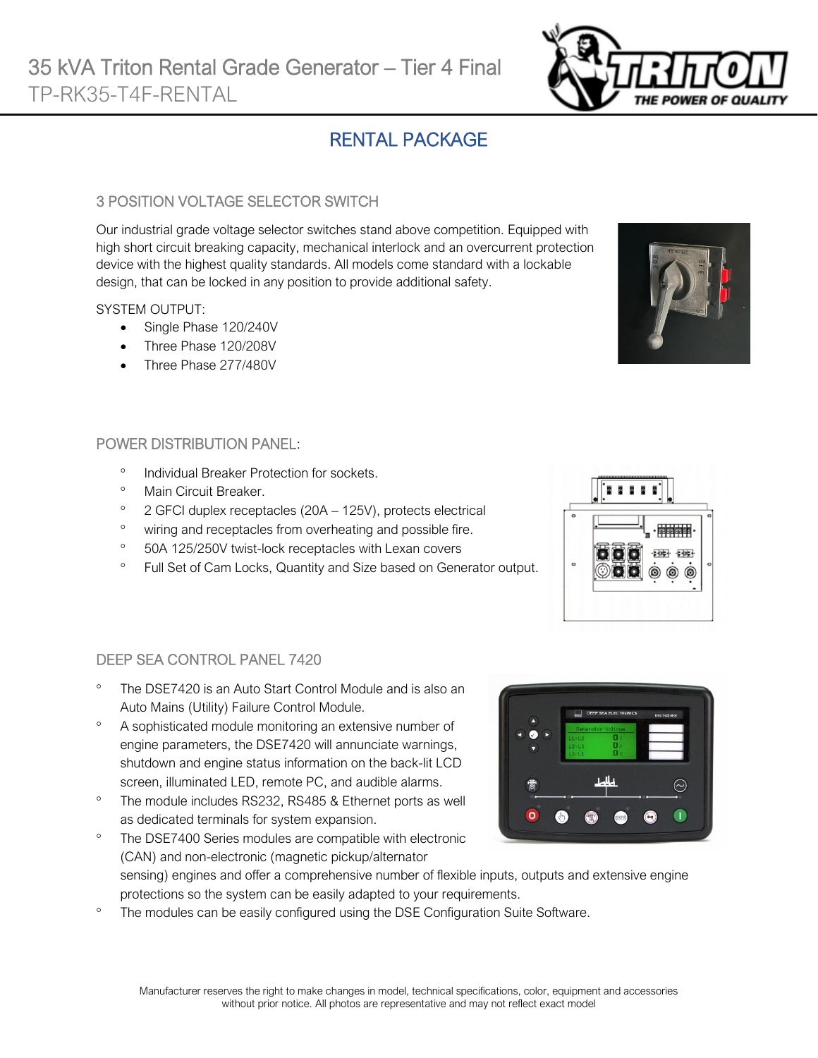# 35 kVA Triton Rental Grade Generator – Tier 4 Final

TP-RK35-T4F-RENTAL

## RENTAL PACKAGE

### 3 POSITION VOLTAGE SELECTOR SWITCH

Our industrial grade voltage selector switches stand above competition. Equipped with high short circuit breaking capacity, mechanical interlock and an overcurrent protection device with the highest quality standards. All models come standard with a lockable design, that can be locked in any position to provide additional safety.

SYSTEM OUTPUT:

- Single Phase 120/240V
- Three Phase 120/208V
- Three Phase 277/480V

### POWER DISTRIBUTION PANEL:

- Individual Breaker Protection for sockets.
- Main Circuit Breaker.
- 2 GFCI duplex receptacles (20A – 125V), protects electrical
- wiring and receptacles from overheating and possible fire.
- 50A 125/250V twist-lock receptacles with Lexan covers
- Full Set of Cam Locks, Quantity and Size based on Generator output.

### DEEP SEA CONTROL PANEL 7420

- The DSE7420 is an Auto Start Control Module and is also an Auto Mains (Utility) Failure Control Module.
- A sophisticated module monitoring an extensive number of engine parameters, the DSE7420 will annunciate warnings, shutdown and engine status information on the back-lit LCD screen, illuminated LED, remote PC, and audible alarms.
- The module includes RS232, RS485 & Ethernet ports as well as dedicated terminals for system expansion.
- The DSE7400 Series modules are compatible with electronic (CAN) and non-electronic (magnetic pickup/alternator sensing) engines and offer a comprehensive number of flexible inputs, outputs and extensive engine protections so the system can be easily adapted to your requirements.
- The modules can be easily configured using the DSE Configuration Suite Software.

Manufacturer reserves the right to make changes in model, technical specifications, color, equipment and accessories without prior notice. All photos are representative and may not reflect exact model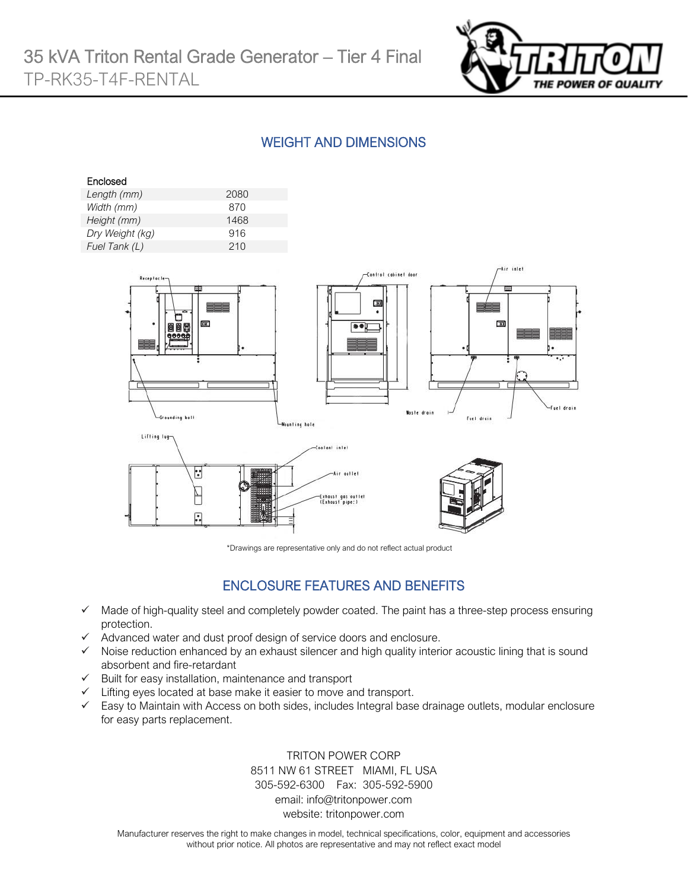# 35 kVA Triton Rental Grade Generator – Tier 4 Final

TP-RK35-T4F-RENTAL

## WEIGHT AND DIMENSIONS

| Enclosed | |
|---|---|
| *Length (mm)* | 2080 |
| *Width (mm)* | 870 |
| *Height (mm)* | 1468 |
| *Dry Weight (kg)* | 916 |
| *Fuel Tank (L)* | 210 |

Receptacle
Control cabinet door
Air inlet
Grounding bolt
Mounting hole
Waste drain
Fuel drain
Fuel drain
Lifting lug
Coolant inlet
Air outlet
Exhaust gas outlet (Exhaust pipe:)

*Drawings are representative only and do not reflect actual product

## ENCLOSURE FEATURES AND BENEFITS

- ✓ Made of high-quality steel and completely powder coated. The paint has a three-step process ensuring protection.
- ✓ Advanced water and dust proof design of service doors and enclosure.
- ✓ Noise reduction enhanced by an exhaust silencer and high quality interior acoustic lining that is sound absorbent and fire-retardant
- ✓ Built for easy installation, maintenance and transport
- ✓ Lifting eyes located at base make it easier to move and transport.
- ✓ Easy to Maintain with Access on both sides, includes Integral base drainage outlets, modular enclosure for easy parts replacement.

TRITON POWER CORP
8511 NW 61 STREET MIAMI, FL USA
305-592-6300 Fax: 305-592-5900
email: info@tritonpower.com
website: tritonpower.com

Manufacturer reserves the right to make changes in model, technical specifications, color, equipment and accessories without prior notice. All photos are representative and may not reflect exact model